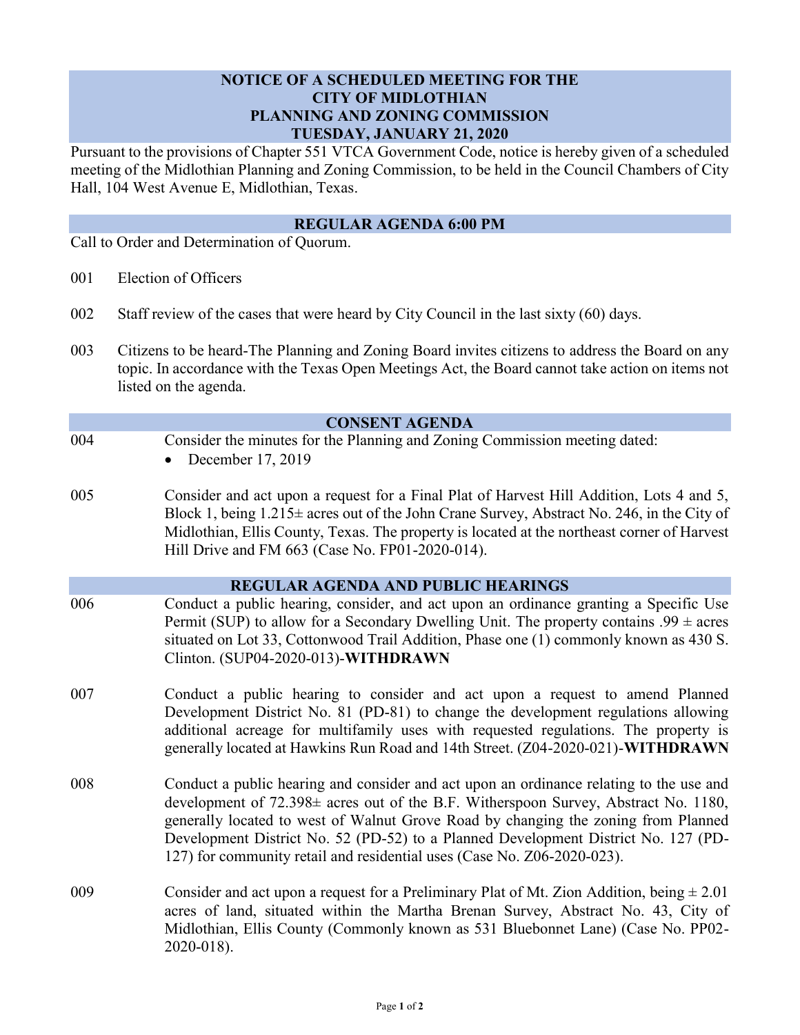# NOTICE OF A SCHEDULED MEETING FOR THE CITY OF MIDLOTHIAN PLANNING AND ZONING COMMISSION TUESDAY, JANUARY 21, 2020

Pursuant to the provisions of Chapter 551 VTCA Government Code, notice is hereby given of a scheduled meeting of the Midlothian Planning and Zoning Commission, to be held in the Council Chambers of City Hall, 104 West Avenue E, Midlothian, Texas.

## REGULAR AGENDA 6:00 PM

Call to Order and Determination of Quorum.

001 Election of Officers

002 Staff review of the cases that were heard by City Council in the last sixty (60) days.

003 Citizens to be heard-The Planning and Zoning Board invites citizens to address the Board on any topic. In accordance with the Texas Open Meetings Act, the Board cannot take action on items not listed on the agenda.

## CONSENT AGENDA

004 Consider the minutes for the Planning and Zoning Commission meeting dated:

- December 17, 2019

005 Consider and act upon a request for a Final Plat of Harvest Hill Addition, Lots 4 and 5, Block 1, being 1.215± acres out of the John Crane Survey, Abstract No. 246, in the City of Midlothian, Ellis County, Texas. The property is located at the northeast corner of Harvest Hill Drive and FM 663 (Case No. FP01-2020-014).

## REGULAR AGENDA AND PUBLIC HEARINGS

006 Conduct a public hearing, consider, and act upon an ordinance granting a Specific Use Permit (SUP) to allow for a Secondary Dwelling Unit. The property contains .99 ± acres situated on Lot 33, Cottonwood Trail Addition, Phase one (1) commonly known as 430 S. Clinton. (SUP04-2020-013)-**WITHDRAWN**

007 Conduct a public hearing to consider and act upon a request to amend Planned Development District No. 81 (PD-81) to change the development regulations allowing additional acreage for multifamily uses with requested regulations. The property is generally located at Hawkins Run Road and 14th Street. (Z04-2020-021)-**WITHDRAWN**

008 Conduct a public hearing and consider and act upon an ordinance relating to the use and development of 72.398± acres out of the B.F. Witherspoon Survey, Abstract No. 1180, generally located to west of Walnut Grove Road by changing the zoning from Planned Development District No. 52 (PD-52) to a Planned Development District No. 127 (PD-127) for community retail and residential uses (Case No. Z06-2020-023).

009 Consider and act upon a request for a Preliminary Plat of Mt. Zion Addition, being ± 2.01 acres of land, situated within the Martha Brenan Survey, Abstract No. 43, City of Midlothian, Ellis County (Commonly known as 531 Bluebonnet Lane) (Case No. PP02-2020-018).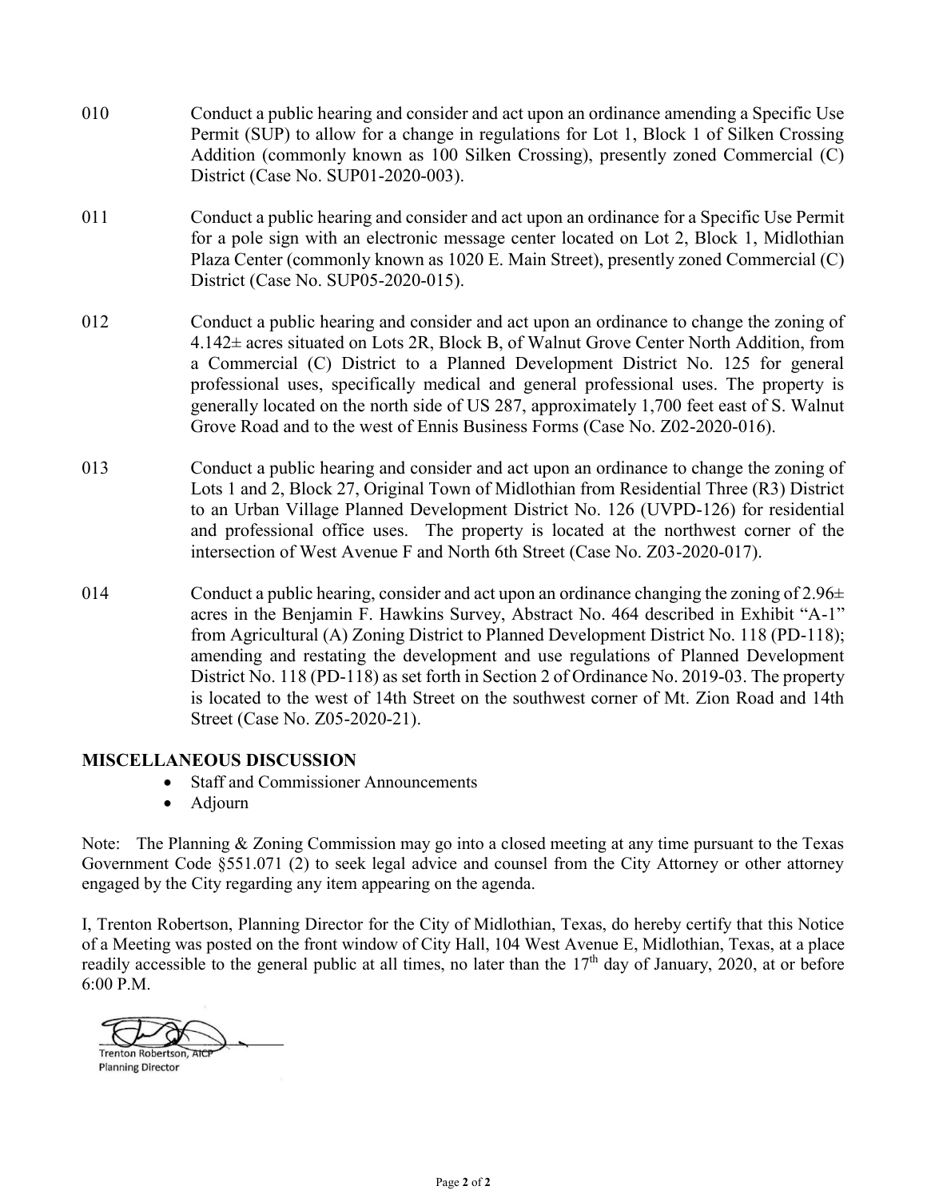010 Conduct a public hearing and consider and act upon an ordinance amending a Specific Use Permit (SUP) to allow for a change in regulations for Lot 1, Block 1 of Silken Crossing Addition (commonly known as 100 Silken Crossing), presently zoned Commercial (C) District (Case No. SUP01-2020-003).

011 Conduct a public hearing and consider and act upon an ordinance for a Specific Use Permit for a pole sign with an electronic message center located on Lot 2, Block 1, Midlothian Plaza Center (commonly known as 1020 E. Main Street), presently zoned Commercial (C) District (Case No. SUP05-2020-015).

012 Conduct a public hearing and consider and act upon an ordinance to change the zoning of 4.142± acres situated on Lots 2R, Block B, of Walnut Grove Center North Addition, from a Commercial (C) District to a Planned Development District No. 125 for general professional uses, specifically medical and general professional uses. The property is generally located on the north side of US 287, approximately 1,700 feet east of S. Walnut Grove Road and to the west of Ennis Business Forms (Case No. Z02-2020-016).

013 Conduct a public hearing and consider and act upon an ordinance to change the zoning of Lots 1 and 2, Block 27, Original Town of Midlothian from Residential Three (R3) District to an Urban Village Planned Development District No. 126 (UVPD-126) for residential and professional office uses. The property is located at the northwest corner of the intersection of West Avenue F and North 6th Street (Case No. Z03-2020-017).

014 Conduct a public hearing, consider and act upon an ordinance changing the zoning of 2.96± acres in the Benjamin F. Hawkins Survey, Abstract No. 464 described in Exhibit "A-1" from Agricultural (A) Zoning District to Planned Development District No. 118 (PD-118); amending and restating the development and use regulations of Planned Development District No. 118 (PD-118) as set forth in Section 2 of Ordinance No. 2019-03. The property is located to the west of 14th Street on the southwest corner of Mt. Zion Road and 14th Street (Case No. Z05-2020-21).

**MISCELLANEOUS DISCUSSION**

- Staff and Commissioner Announcements
- Adjourn

Note: The Planning & Zoning Commission may go into a closed meeting at any time pursuant to the Texas Government Code §551.071 (2) to seek legal advice and counsel from the City Attorney or other attorney engaged by the City regarding any item appearing on the agenda.

I, Trenton Robertson, Planning Director for the City of Midlothian, Texas, do hereby certify that this Notice of a Meeting was posted on the front window of City Hall, 104 West Avenue E, Midlothian, Texas, at a place readily accessible to the general public at all times, no later than the 17th day of January, 2020, at or before 6:00 P.M.

Trenton Robertson, AICP
Planning Director